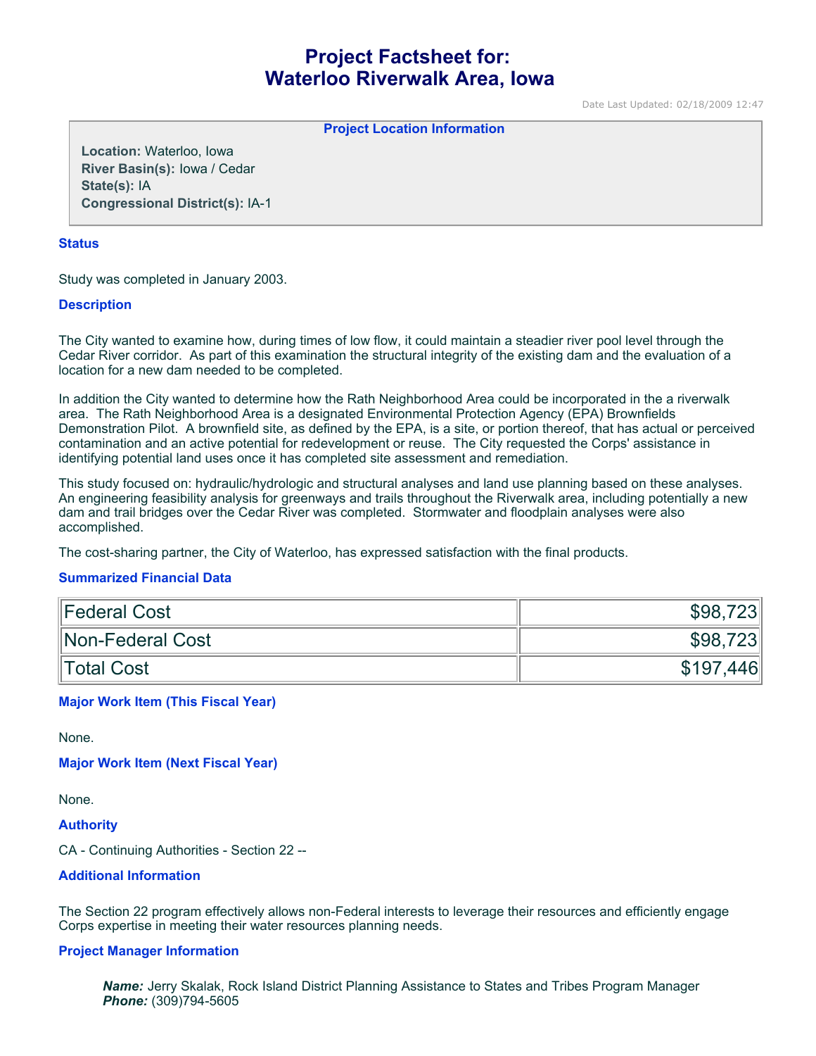# Project Factsheet for: Waterloo Riverwalk Area, Iowa

Date Last Updated: 02/18/2009 12:47

**Project Location Information**

**Location:** Waterloo, Iowa
**River Basin(s):** Iowa / Cedar
**State(s):** IA
**Congressional District(s):** IA-1

## Status

Study was completed in January 2003.

## Description

The City wanted to examine how, during times of low flow, it could maintain a steadier river pool level through the Cedar River corridor. As part of this examination the structural integrity of the existing dam and the evaluation of a location for a new dam needed to be completed.

In addition the City wanted to determine how the Rath Neighborhood Area could be incorporated in the a riverwalk area. The Rath Neighborhood Area is a designated Environmental Protection Agency (EPA) Brownfields Demonstration Pilot. A brownfield site, as defined by the EPA, is a site, or portion thereof, that has actual or perceived contamination and an active potential for redevelopment or reuse. The City requested the Corps' assistance in identifying potential land uses once it has completed site assessment and remediation.

This study focused on: hydraulic/hydrologic and structural analyses and land use planning based on these analyses. An engineering feasibility analysis for greenways and trails throughout the Riverwalk area, including potentially a new dam and trail bridges over the Cedar River was completed. Stormwater and floodplain analyses were also accomplished.

The cost-sharing partner, the City of Waterloo, has expressed satisfaction with the final products.

## Summarized Financial Data

| | |
|---|---:|
| Federal Cost | $98,723 |
| Non-Federal Cost | $98,723 |
| Total Cost | $197,446 |

## Major Work Item (This Fiscal Year)

None.

## Major Work Item (Next Fiscal Year)

None.

## Authority

CA - Continuing Authorities - Section 22 --

## Additional Information

The Section 22 program effectively allows non-Federal interests to leverage their resources and efficiently engage Corps expertise in meeting their water resources planning needs.

## Project Manager Information

***Name:*** Jerry Skalak, Rock Island District Planning Assistance to States and Tribes Program Manager
***Phone:*** (309)794-5605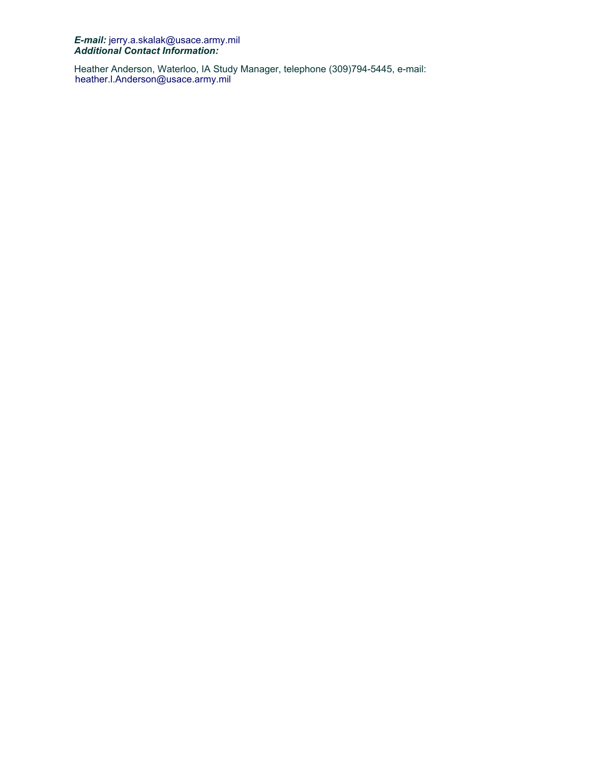***E-mail:*** jerry.a.skalak@usace.army.mil
***Additional Contact Information:***

Heather Anderson, Waterloo, IA Study Manager, telephone (309)794-5445, e-mail: heather.l.Anderson@usace.army.mil